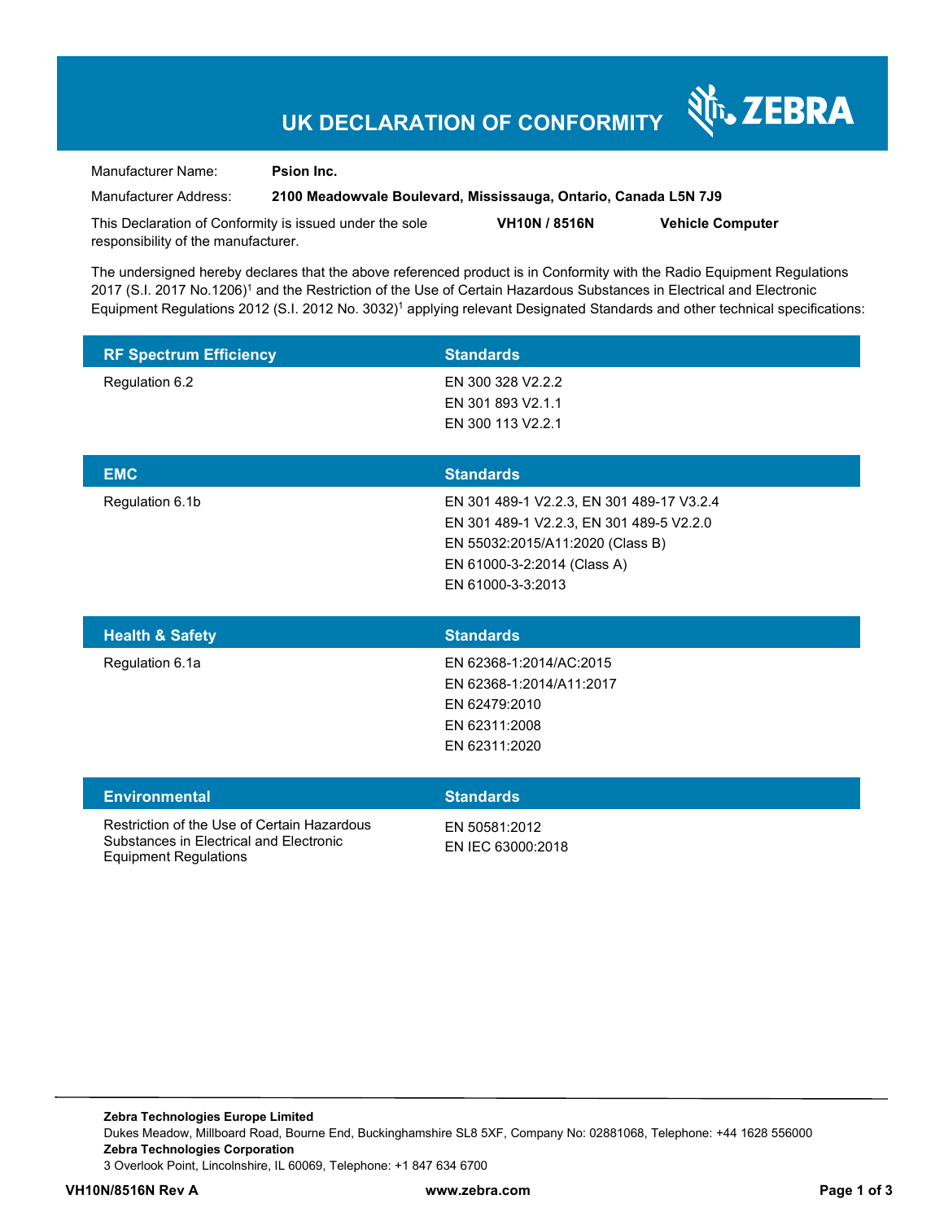# UK DECLARATION OF CONFORMITY

ZEBRA

Manufacturer Name: **Psion Inc.**

Manufacturer Address: **2100 Meadowvale Boulevard, Mississauga, Ontario, Canada L5N 7J9**

This Declaration of Conformity is issued under the sole responsibility of the manufacturer. **VH10N / 8516N** **Vehicle Computer**

The undersigned hereby declares that the above referenced product is in Conformity with the Radio Equipment Regulations 2017 (S.I. 2017 No.1206)[1] and the Restriction of the Use of Certain Hazardous Substances in Electrical and Electronic Equipment Regulations 2012 (S.I. 2012 No. 3032)[1] applying relevant Designated Standards and other technical specifications:

| RF Spectrum Efficiency | Standards |
|---|---|
| Regulation 6.2 | EN 300 328 V2.2.2<br>EN 301 893 V2.1.1<br>EN 300 113 V2.2.1 |

| EMC | Standards |
|---|---|
| Regulation 6.1b | EN 301 489-1 V2.2.3, EN 301 489-17 V3.2.4<br>EN 301 489-1 V2.2.3, EN 301 489-5 V2.2.0<br>EN 55032:2015/A11:2020 (Class B)<br>EN 61000-3-2:2014 (Class A)<br>EN 61000-3-3:2013 |

| Health & Safety | Standards |
|---|---|
| Regulation 6.1a | EN 62368-1:2014/AC:2015<br>EN 62368-1:2014/A11:2017<br>EN 62479:2010<br>EN 62311:2008<br>EN 62311:2020 |

| Environmental | Standards |
|---|---|
| Restriction of the Use of Certain Hazardous Substances in Electrical and Electronic Equipment Regulations | EN 50581:2012<br>EN IEC 63000:2018 |

**Zebra Technologies Europe Limited**
Dukes Meadow, Millboard Road, Bourne End, Buckinghamshire SL8 5XF, Company No: 02881068, Telephone: +44 1628 556000
**Zebra Technologies Corporation**
3 Overlook Point, Lincolnshire, IL 60069, Telephone: +1 847 634 6700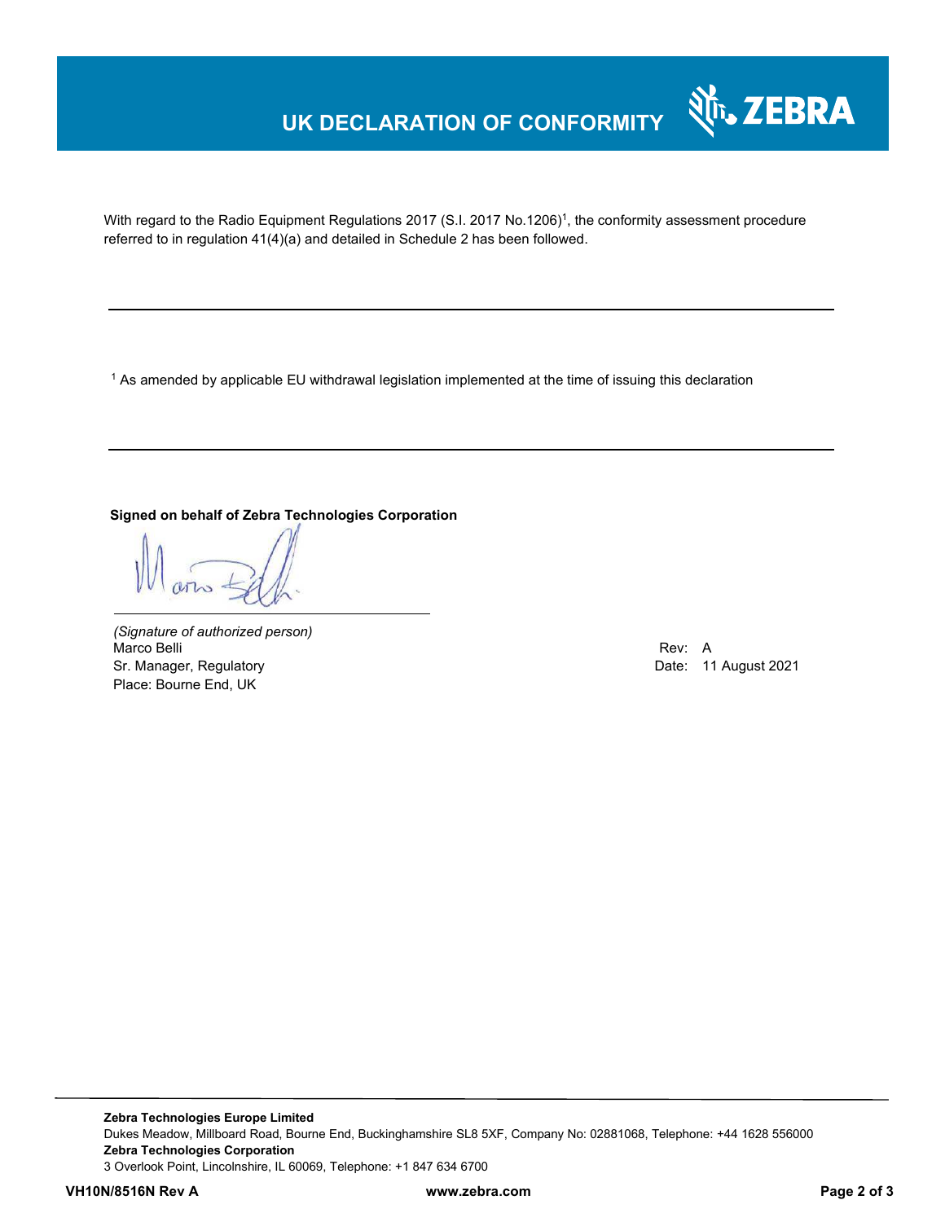# UK DECLARATION OF CONFORMITY

With regard to the Radio Equipment Regulations 2017 (S.I. 2017 No.1206)[1], the conformity assessment procedure referred to in regulation 41(4)(a) and detailed in Schedule 2 has been followed.

---

[1] As amended by applicable EU withdrawal legislation implemented at the time of issuing this declaration

---

**Signed on behalf of Zebra Technologies Corporation**

*(Signature of authorized person)*
Marco Belli
Sr. Manager, Regulatory
Place: Bourne End, UK

Rev: A
Date: 11 August 2021

---

**Zebra Technologies Europe Limited**
Dukes Meadow, Millboard Road, Bourne End, Buckinghamshire SL8 5XF, Company No: 02881068, Telephone: +44 1628 556000
**Zebra Technologies Corporation**
3 Overlook Point, Lincolnshire, IL 60069, Telephone: +1 847 634 6700

**VH10N/8516N Rev A** **www.zebra.com**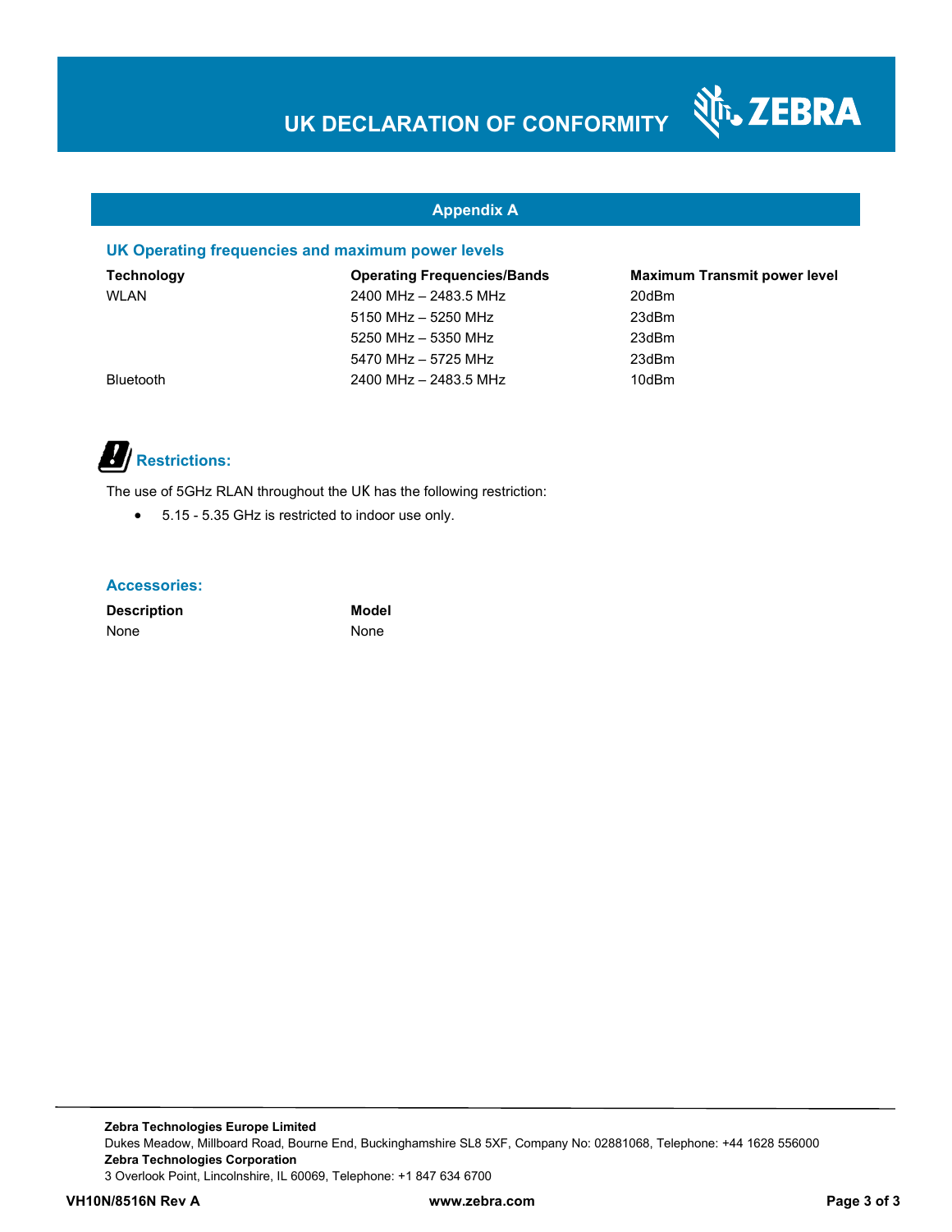## Appendix A

### UK Operating frequencies and maximum power levels

| Technology | Operating Frequencies/Bands | Maximum Transmit power level |
|---|---|---|
| WLAN | 2400 MHz – 2483.5 MHz | 20dBm |
| | 5150 MHz – 5250 MHz | 23dBm |
| | 5250 MHz – 5350 MHz | 23dBm |
| | 5470 MHz – 5725 MHz | 23dBm |
| Bluetooth | 2400 MHz – 2483.5 MHz | 10dBm |

### Restrictions:

The use of 5GHz RLAN throughout the UK has the following restriction:

- 5.15 - 5.35 GHz is restricted to indoor use only.

### Accessories:

| Description | Model |
|---|---|
| None | None |

**Zebra Technologies Europe Limited**
Dukes Meadow, Millboard Road, Bourne End, Buckinghamshire SL8 5XF, Company No: 02881068, Telephone: +44 1628 556000
**Zebra Technologies Corporation**
3 Overlook Point, Lincolnshire, IL 60069, Telephone: +1 847 634 6700